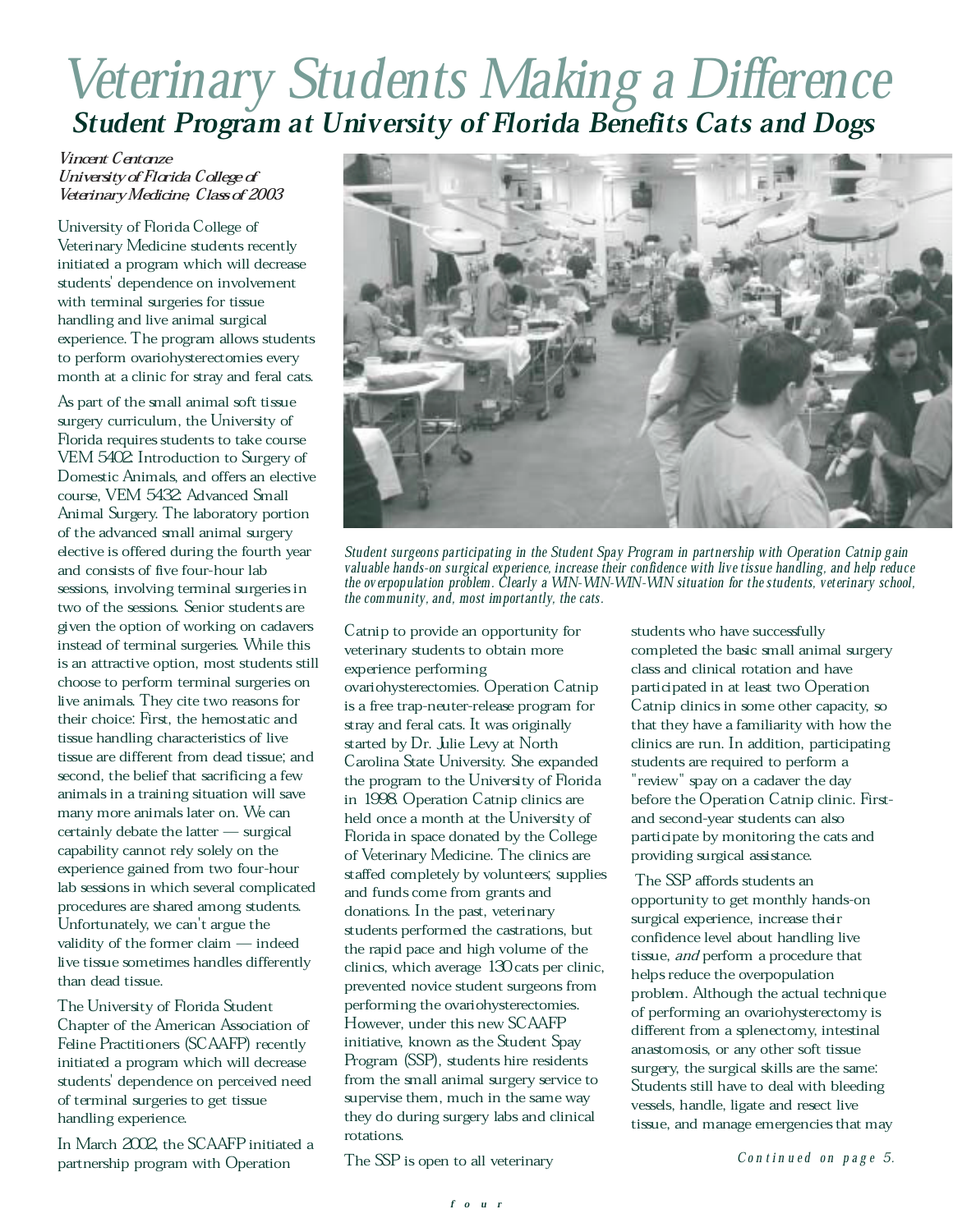# Veterinary Students Making a Difference

## Student Program at University of Florida Benefits Cats and Dogs

*Vincent Centonze*
*University of Florida College of Veterinary Medicine, Class of 2003*

University of Florida College of Veterinary Medicine students recently initiated a program which will decrease students' dependence on involvement with terminal surgeries for tissue handling and live animal surgical experience. The program allows students to perform ovariohysterectomies every month at a clinic for stray and feral cats.

As part of the small animal soft tissue surgery curriculum, the University of Florida requires students to take course VEM 5402: Introduction to Surgery of Domestic Animals, and offers an elective course, VEM 5432: Advanced Small Animal Surgery. The laboratory portion of the advanced small animal surgery elective is offered during the fourth year and consists of five four-hour lab sessions, involving terminal surgeries in two of the sessions. Senior students are given the option of working on cadavers instead of terminal surgeries. While this is an attractive option, most students still choose to perform terminal surgeries on live animals. They cite two reasons for their choice: First, the hemostatic and tissue handling characteristics of live tissue are different from dead tissue; and second, the belief that sacrificing a few animals in a training situation will save many more animals later on. We can certainly debate the latter — surgical capability cannot rely solely on the experience gained from two four-hour lab sessions in which several complicated procedures are shared among students. Unfortunately, we can't argue the validity of the former claim — indeed live tissue sometimes handles differently than dead tissue.

The University of Florida Student Chapter of the American Association of Feline Practitioners (SCAAFP) recently initiated a program which will decrease students' dependence on perceived need of terminal surgeries to get tissue handling experience.

In March 2002, the SCAAFP initiated a partnership program with Operation Catnip to provide an opportunity for veterinary students to obtain more experience performing ovariohysterectomies. Operation Catnip is a free trap-neuter-release program for stray and feral cats. It was originally started by Dr. Julie Levy at North Carolina State University. She expanded the program to the University of Florida in 1998. Operation Catnip clinics are held once a month at the University of Florida in space donated by the College of Veterinary Medicine. The clinics are staffed completely by volunteers; supplies and funds come from grants and donations. In the past, veterinary students performed the castrations, but the rapid pace and high volume of the clinics, which average 130 cats per clinic, prevented novice student surgeons from performing the ovariohysterectomies. However, under this new SCAAFP initiative, known as the Student Spay Program (SSP), students hire residents from the small animal surgery service to supervise them, much in the same way they do during surgery labs and clinical rotations.

*Student surgeons participating in the Student Spay Program in partnership with Operation Catnip gain valuable hands-on surgical experience, increase their confidence with live tissue handling, and help reduce the overpopulation problem. Clearly a WIN-WIN-WIN-WIN situation for the students, veterinary school, the community, and, most importantly, the cats.*

The SSP is open to all veterinary students who have successfully completed the basic small animal surgery class and clinical rotation and have participated in at least two Operation Catnip clinics in some other capacity, so that they have a familiarity with how the clinics are run. In addition, participating students are required to perform a "review" spay on a cadaver the day before the Operation Catnip clinic. First- and second-year students can also participate by monitoring the cats and providing surgical assistance.

The SSP affords students an opportunity to get monthly hands-on surgical experience, increase their confidence level about handling live tissue, *and* perform a procedure that helps reduce the overpopulation problem. Although the actual technique of performing an ovariohysterectomy is different from a splenectomy, intestinal anastomosis, or any other soft tissue surgery, the surgical skills are the same: Students still have to deal with bleeding vessels, handle, ligate and resect live tissue, and manage emergencies that may

*Continued on page 5.*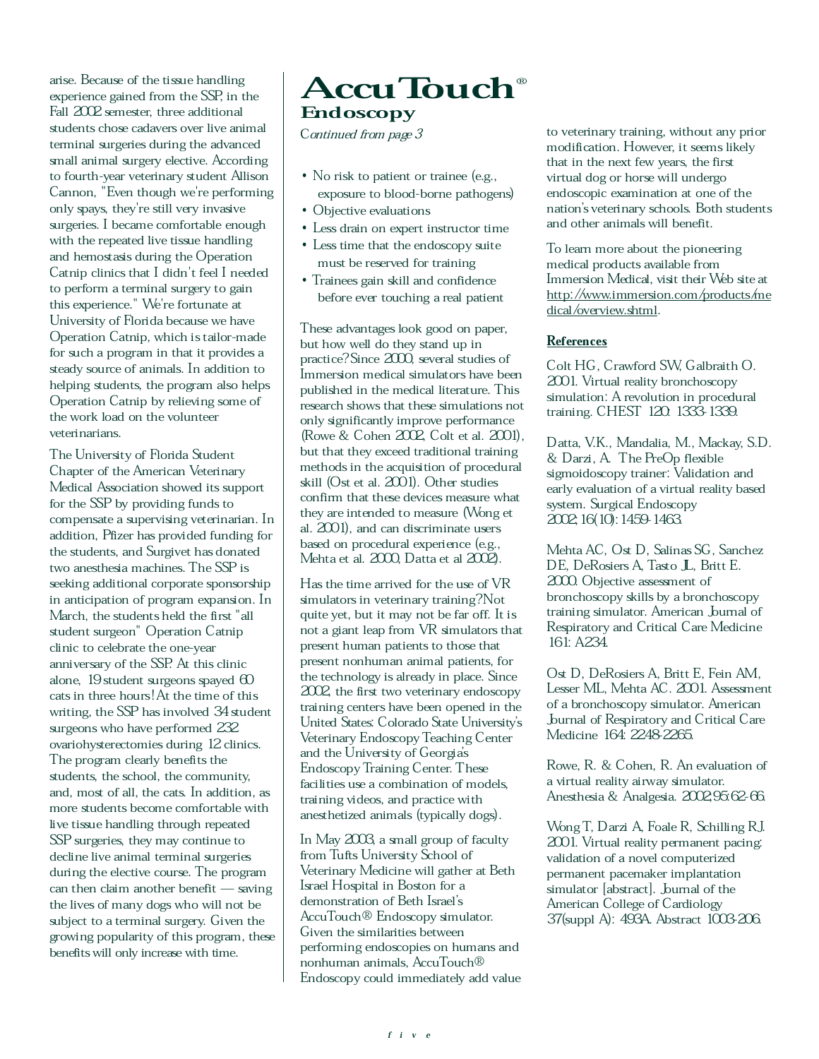arise. Because of the tissue handling experience gained from the SSP, in the Fall 2002 semester, three additional students chose cadavers over live animal terminal surgeries during the advanced small animal surgery elective. According to fourth-year veterinary student Allison Cannon, "Even though we're performing only spays, they're still very invasive surgeries. I became comfortable enough with the repeated live tissue handling and hemostasis during the Operation Catnip clinics that I didn't feel I needed to perform a terminal surgery to gain this experience." We're fortunate at University of Florida because we have Operation Catnip, which is tailor-made for such a program in that it provides a steady source of animals. In addition to helping students, the program also helps Operation Catnip by relieving some of the work load on the volunteer veterinarians.

The University of Florida Student Chapter of the American Veterinary Medical Association showed its support for the SSP by providing funds to compensate a supervising veterinarian. In addition, Pfizer has provided funding for the students, and Surgivet has donated two anesthesia machines. The SSP is seeking additional corporate sponsorship in anticipation of program expansion. In March, the students held the first "all student surgeon" Operation Catnip clinic to celebrate the one-year anniversary of the SSP. At this clinic alone, 19 student surgeons spayed 60 cats in three hours! At the time of this writing, the SSP has involved 34 student surgeons who have performed 232 ovariohysterectomies during 12 clinics. The program clearly benefits the students, the school, the community, and, most of all, the cats. In addition, as more students become comfortable with live tissue handling through repeated SSP surgeries, they may continue to decline live animal terminal surgeries during the elective course. The program can then claim another benefit — saving the lives of many dogs who will not be subject to a terminal surgery. Given the growing popularity of this program, these benefits will only increase with time.

# AccuTouch®

## Endoscopy

*Continued from page 3*

- No risk to patient or trainee (e.g., exposure to blood-borne pathogens)
- Objective evaluations
- Less drain on expert instructor time
- Less time that the endoscopy suite must be reserved for training
- Trainees gain skill and confidence before ever touching a real patient

These advantages look good on paper, but how well do they stand up in practice? Since 2000, several studies of Immersion medical simulators have been published in the medical literature. This research shows that these simulations not only significantly improve performance (Rowe & Cohen 2002, Colt et al. 2001), but that they exceed traditional training methods in the acquisition of procedural skill (Ost et al. 2001). Other studies confirm that these devices measure what they are intended to measure (Wong et al. 2001), and can discriminate users based on procedural experience (e.g., Mehta et al. 2000, Datta et al 2002).

Has the time arrived for the use of VR simulators in veterinary training? Not quite yet, but it may not be far off. It is not a giant leap from VR simulators that present human patients to those that present nonhuman animal patients, for the technology is already in place. Since 2002, the first two veterinary endoscopy training centers have been opened in the United States: Colorado State University's Veterinary Endoscopy Teaching Center and the University of Georgia's Endoscopy Training Center. These facilities use a combination of models, training videos, and practice with anesthetized animals (typically dogs).

In May 2003, a small group of faculty from Tufts University School of Veterinary Medicine will gather at Beth Israel Hospital in Boston for a demonstration of Beth Israel's AccuTouch® Endoscopy simulator. Given the similarities between performing endoscopies on humans and nonhuman animals, AccuTouch® Endoscopy could immediately add value to veterinary training, without any prior modification. However, it seems likely that in the next few years, the first virtual dog or horse will undergo endoscopic examination at one of the nation's veterinary schools. Both students and other animals will benefit.

To learn more about the pioneering medical products available from Immersion Medical, visit their Web site at http://www.immersion.com/products/medical/overview.shtml.

### References

Colt HG, Crawford SW, Galbraith O. 2001. Virtual reality bronchoscopy simulation: A revolution in procedural training. CHEST 120: 1333-1339.

Datta, V.K., Mandalia, M., Mackay, S.D. & Darzi, A. The PreOp flexible sigmoidoscopy trainer: Validation and early evaluation of a virtual reality based system. Surgical Endoscopy 2002; 16(10): 1459-1463.

Mehta AC, Ost D, Salinas SG, Sanchez DE, DeRosiers A, Tasto JL, Britt E. 2000. Objective assessment of bronchoscopy skills by a bronchoscopy training simulator. American Journal of Respiratory and Critical Care Medicine 161: A234.

Ost D, DeRosiers A, Britt E, Fein AM, Lesser ML, Mehta AC. 2001. Assessment of a bronchoscopy simulator. American Journal of Respiratory and Critical Care Medicine 164: 2248-2265.

Rowe, R. & Cohen, R. An evaluation of a virtual reality airway simulator. Anesthesia & Analgesia. 2002;95:62-66.

Wong T, Darzi A, Foale R, Schilling RJ. 2001. Virtual reality permanent pacing: validation of a novel computerized permanent pacemaker implantation simulator [abstract]. Journal of the American College of Cardiology 37(suppl A): 493A. Abstract 1003-206.